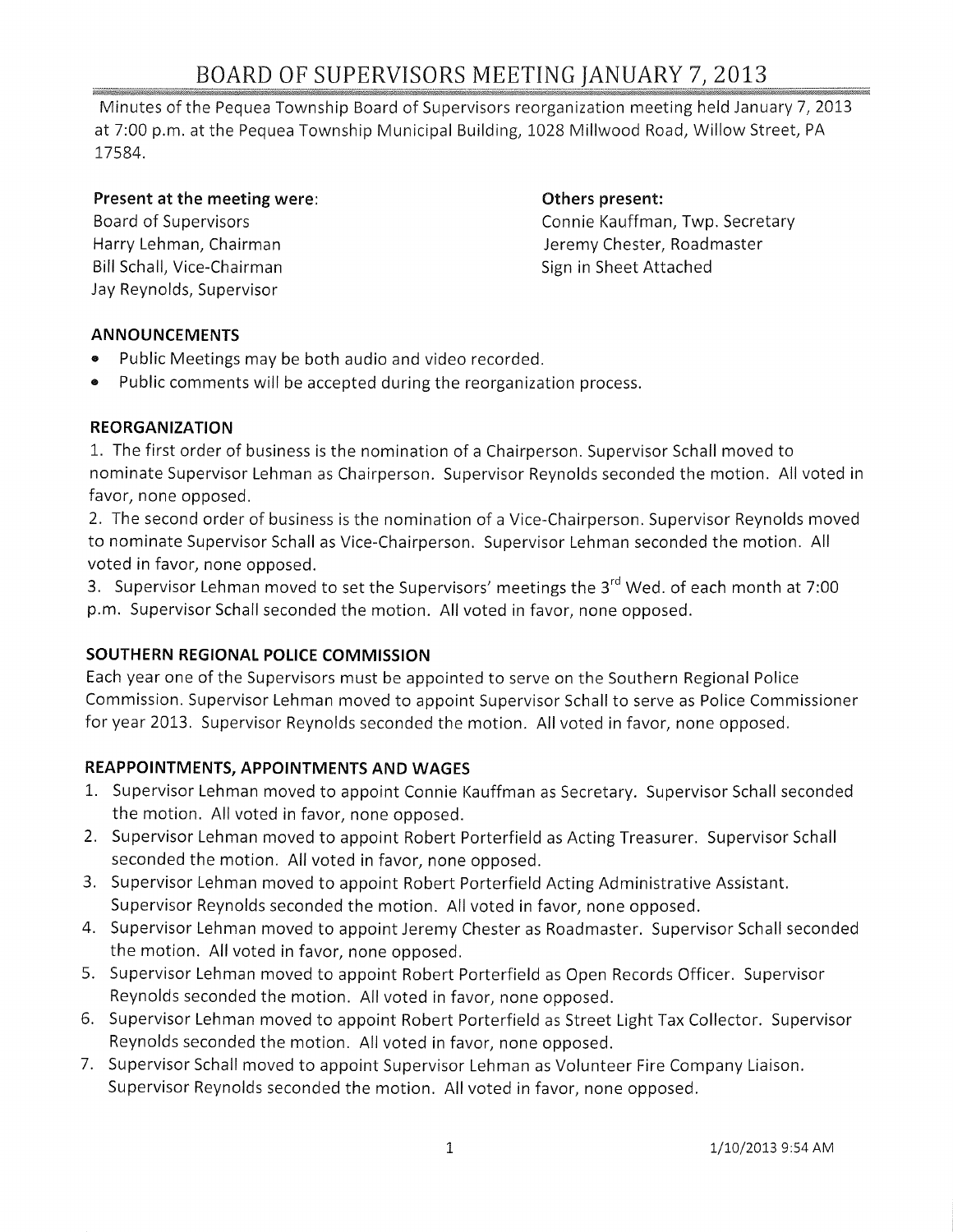# BOARD OF SUPERVISORS MEETING JANUARY 7, 2013

Minutes of the Pequea Township Board of Supervisors reorganization meeting held January 7, 2013 at 7:00 p.m. at the Pequea Township Municipal Building, 1028 Millwood Road, Willow Street, PA 17584.

**Present at the meeting were:**
Board of Supervisors
Harry Lehman, Chairman
Bill Schall, Vice-Chairman
Jay Reynolds, Supervisor

**Others present:**
Connie Kauffman, Twp. Secretary
Jeremy Chester, Roadmaster
Sign in Sheet Attached

### ANNOUNCEMENTS

- Public Meetings may be both audio and video recorded.
- Public comments will be accepted during the reorganization process.

### REORGANIZATION

1. The first order of business is the nomination of a Chairperson. Supervisor Schall moved to nominate Supervisor Lehman as Chairperson. Supervisor Reynolds seconded the motion. All voted in favor, none opposed.
2. The second order of business is the nomination of a Vice-Chairperson. Supervisor Reynolds moved to nominate Supervisor Schall as Vice-Chairperson. Supervisor Lehman seconded the motion. All voted in favor, none opposed.
3. Supervisor Lehman moved to set the Supervisors' meetings the 3rd Wed. of each month at 7:00 p.m. Supervisor Schall seconded the motion. All voted in favor, none opposed.

### SOUTHERN REGIONAL POLICE COMMISSION

Each year one of the Supervisors must be appointed to serve on the Southern Regional Police Commission. Supervisor Lehman moved to appoint Supervisor Schall to serve as Police Commissioner for year 2013. Supervisor Reynolds seconded the motion. All voted in favor, none opposed.

### REAPPOINTMENTS, APPOINTMENTS AND WAGES

1. Supervisor Lehman moved to appoint Connie Kauffman as Secretary. Supervisor Schall seconded the motion. All voted in favor, none opposed.
2. Supervisor Lehman moved to appoint Robert Porterfield as Acting Treasurer. Supervisor Schall seconded the motion. All voted in favor, none opposed.
3. Supervisor Lehman moved to appoint Robert Porterfield Acting Administrative Assistant. Supervisor Reynolds seconded the motion. All voted in favor, none opposed.
4. Supervisor Lehman moved to appoint Jeremy Chester as Roadmaster. Supervisor Schall seconded the motion. All voted in favor, none opposed.
5. Supervisor Lehman moved to appoint Robert Porterfield as Open Records Officer. Supervisor Reynolds seconded the motion. All voted in favor, none opposed.
6. Supervisor Lehman moved to appoint Robert Porterfield as Street Light Tax Collector. Supervisor Reynolds seconded the motion. All voted in favor, none opposed.
7. Supervisor Schall moved to appoint Supervisor Lehman as Volunteer Fire Company Liaison. Supervisor Reynolds seconded the motion. All voted in favor, none opposed.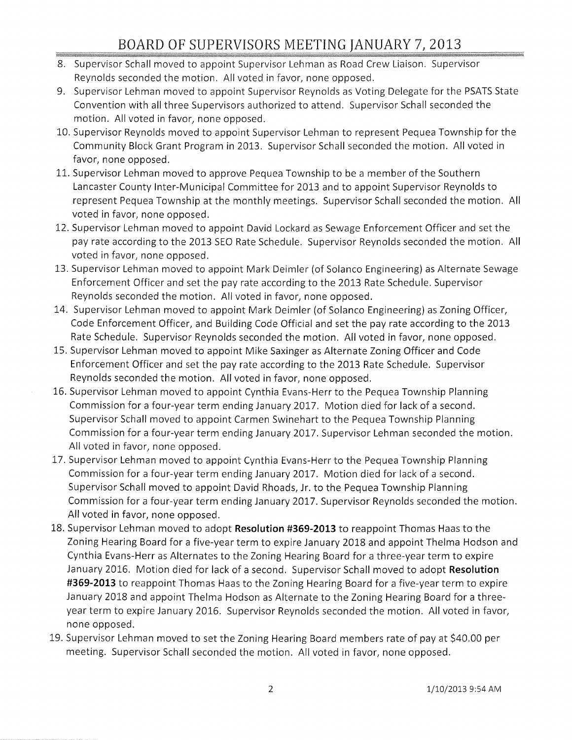8. Supervisor Schall moved to appoint Supervisor Lehman as Road Crew Liaison. Supervisor Reynolds seconded the motion. All voted in favor, none opposed.
9. Supervisor Lehman moved to appoint Supervisor Reynolds as Voting Delegate for the PSATS State Convention with all three Supervisors authorized to attend. Supervisor Schall seconded the motion. All voted in favor, none opposed.
10. Supervisor Reynolds moved to appoint Supervisor Lehman to represent Pequea Township for the Community Block Grant Program in 2013. Supervisor Schall seconded the motion. All voted in favor, none opposed.
11. Supervisor Lehman moved to approve Pequea Township to be a member of the Southern Lancaster County Inter-Municipal Committee for 2013 and to appoint Supervisor Reynolds to represent Pequea Township at the monthly meetings. Supervisor Schall seconded the motion. All voted in favor, none opposed.
12. Supervisor Lehman moved to appoint David Lockard as Sewage Enforcement Officer and set the pay rate according to the 2013 SEO Rate Schedule. Supervisor Reynolds seconded the motion. All voted in favor, none opposed.
13. Supervisor Lehman moved to appoint Mark Deimler (of Solanco Engineering) as Alternate Sewage Enforcement Officer and set the pay rate according to the 2013 Rate Schedule. Supervisor Reynolds seconded the motion. All voted in favor, none opposed.
14. Supervisor Lehman moved to appoint Mark Deimler (of Solanco Engineering) as Zoning Officer, Code Enforcement Officer, and Building Code Official and set the pay rate according to the 2013 Rate Schedule. Supervisor Reynolds seconded the motion. All voted in favor, none opposed.
15. Supervisor Lehman moved to appoint Mike Saxinger as Alternate Zoning Officer and Code Enforcement Officer and set the pay rate according to the 2013 Rate Schedule. Supervisor Reynolds seconded the motion. All voted in favor, none opposed.
16. Supervisor Lehman moved to appoint Cynthia Evans-Herr to the Pequea Township Planning Commission for a four-year term ending January 2017. Motion died for lack of a second. Supervisor Schall moved to appoint Carmen Swinehart to the Pequea Township Planning Commission for a four-year term ending January 2017. Supervisor Lehman seconded the motion. All voted in favor, none opposed.
17. Supervisor Lehman moved to appoint Cynthia Evans-Herr to the Pequea Township Planning Commission for a four-year term ending January 2017. Motion died for lack of a second. Supervisor Schall moved to appoint David Rhoads, Jr. to the Pequea Township Planning Commission for a four-year term ending January 2017. Supervisor Reynolds seconded the motion. All voted in favor, none opposed.
18. Supervisor Lehman moved to adopt **Resolution #369-2013** to reappoint Thomas Haas to the Zoning Hearing Board for a five-year term to expire January 2018 and appoint Thelma Hodson and Cynthia Evans-Herr as Alternates to the Zoning Hearing Board for a three-year term to expire January 2016. Motion died for lack of a second. Supervisor Schall moved to adopt **Resolution #369-2013** to reappoint Thomas Haas to the Zoning Hearing Board for a five-year term to expire January 2018 and appoint Thelma Hodson as Alternate to the Zoning Hearing Board for a three-year term to expire January 2016. Supervisor Reynolds seconded the motion. All voted in favor, none opposed.
19. Supervisor Lehman moved to set the Zoning Hearing Board members rate of pay at $40.00 per meeting. Supervisor Schall seconded the motion. All voted in favor, none opposed.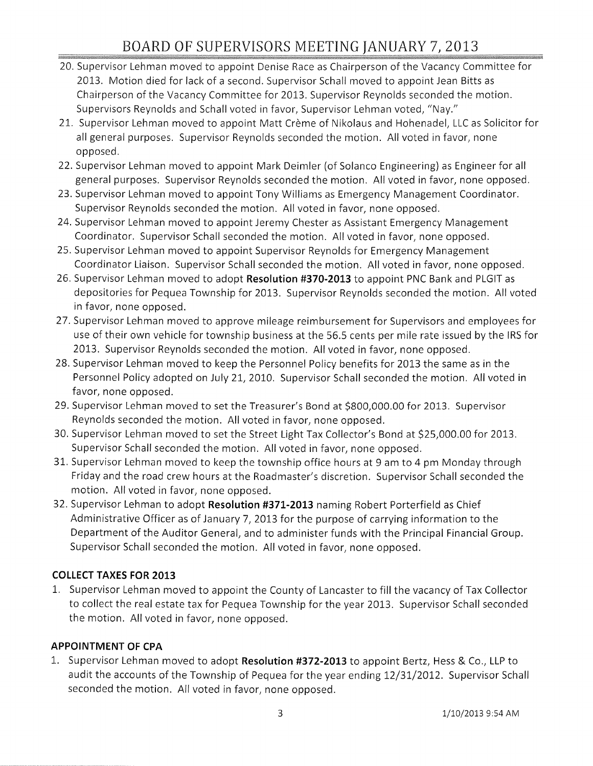20. Supervisor Lehman moved to appoint Denise Race as Chairperson of the Vacancy Committee for 2013. Motion died for lack of a second. Supervisor Schall moved to appoint Jean Bitts as Chairperson of the Vacancy Committee for 2013. Supervisor Reynolds seconded the motion. Supervisors Reynolds and Schall voted in favor, Supervisor Lehman voted, "Nay."
21. Supervisor Lehman moved to appoint Matt Crème of Nikolaus and Hohenadel, LLC as Solicitor for all general purposes. Supervisor Reynolds seconded the motion. All voted in favor, none opposed.
22. Supervisor Lehman moved to appoint Mark Deimler (of Solanco Engineering) as Engineer for all general purposes. Supervisor Reynolds seconded the motion. All voted in favor, none opposed.
23. Supervisor Lehman moved to appoint Tony Williams as Emergency Management Coordinator. Supervisor Reynolds seconded the motion. All voted in favor, none opposed.
24. Supervisor Lehman moved to appoint Jeremy Chester as Assistant Emergency Management Coordinator. Supervisor Schall seconded the motion. All voted in favor, none opposed.
25. Supervisor Lehman moved to appoint Supervisor Reynolds for Emergency Management Coordinator Liaison. Supervisor Schall seconded the motion. All voted in favor, none opposed.
26. Supervisor Lehman moved to adopt **Resolution #370-2013** to appoint PNC Bank and PLGIT as depositories for Pequea Township for 2013. Supervisor Reynolds seconded the motion. All voted in favor, none opposed.
27. Supervisor Lehman moved to approve mileage reimbursement for Supervisors and employees for use of their own vehicle for township business at the 56.5 cents per mile rate issued by the IRS for 2013. Supervisor Reynolds seconded the motion. All voted in favor, none opposed.
28. Supervisor Lehman moved to keep the Personnel Policy benefits for 2013 the same as in the Personnel Policy adopted on July 21, 2010. Supervisor Schall seconded the motion. All voted in favor, none opposed.
29. Supervisor Lehman moved to set the Treasurer's Bond at $800,000.00 for 2013. Supervisor Reynolds seconded the motion. All voted in favor, none opposed.
30. Supervisor Lehman moved to set the Street Light Tax Collector's Bond at $25,000.00 for 2013. Supervisor Schall seconded the motion. All voted in favor, none opposed.
31. Supervisor Lehman moved to keep the township office hours at 9 am to 4 pm Monday through Friday and the road crew hours at the Roadmaster's discretion. Supervisor Schall seconded the motion. All voted in favor, none opposed.
32. Supervisor Lehman to adopt **Resolution #371-2013** naming Robert Porterfield as Chief Administrative Officer as of January 7, 2013 for the purpose of carrying information to the Department of the Auditor General, and to administer funds with the Principal Financial Group. Supervisor Schall seconded the motion. All voted in favor, none opposed.

**COLLECT TAXES FOR 2013**

1. Supervisor Lehman moved to appoint the County of Lancaster to fill the vacancy of Tax Collector to collect the real estate tax for Pequea Township for the year 2013. Supervisor Schall seconded the motion. All voted in favor, none opposed.

**APPOINTMENT OF CPA**

1. Supervisor Lehman moved to adopt **Resolution #372-2013** to appoint Bertz, Hess & Co., LLP to audit the accounts of the Township of Pequea for the year ending 12/31/2012. Supervisor Schall seconded the motion. All voted in favor, none opposed.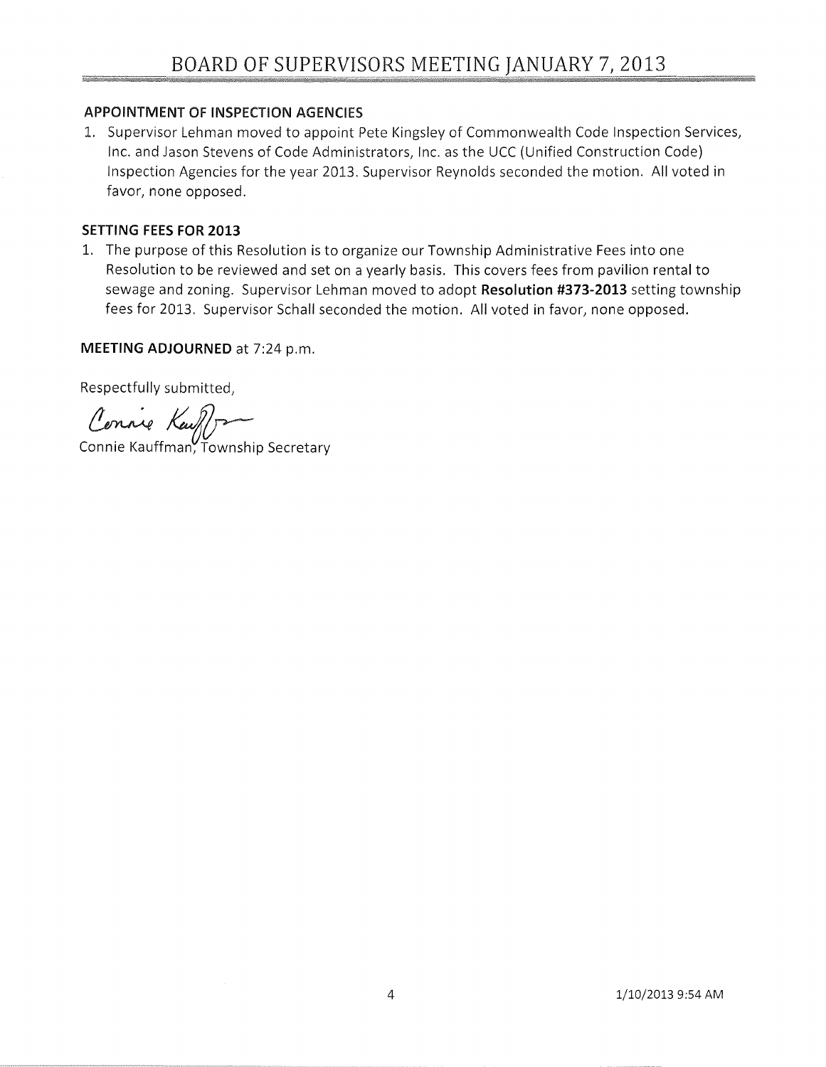### APPOINTMENT OF INSPECTION AGENCIES

1. Supervisor Lehman moved to appoint Pete Kingsley of Commonwealth Code Inspection Services, Inc. and Jason Stevens of Code Administrators, Inc. as the UCC (Unified Construction Code) Inspection Agencies for the year 2013. Supervisor Reynolds seconded the motion. All voted in favor, none opposed.

### SETTING FEES FOR 2013

1. The purpose of this Resolution is to organize our Township Administrative Fees into one Resolution to be reviewed and set on a yearly basis. This covers fees from pavilion rental to sewage and zoning. Supervisor Lehman moved to adopt **Resolution #373-2013** setting township fees for 2013. Supervisor Schall seconded the motion. All voted in favor, none opposed.

**MEETING ADJOURNED** at 7:24 p.m.

Respectfully submitted,

Connie Kauffman

Connie Kauffman, Township Secretary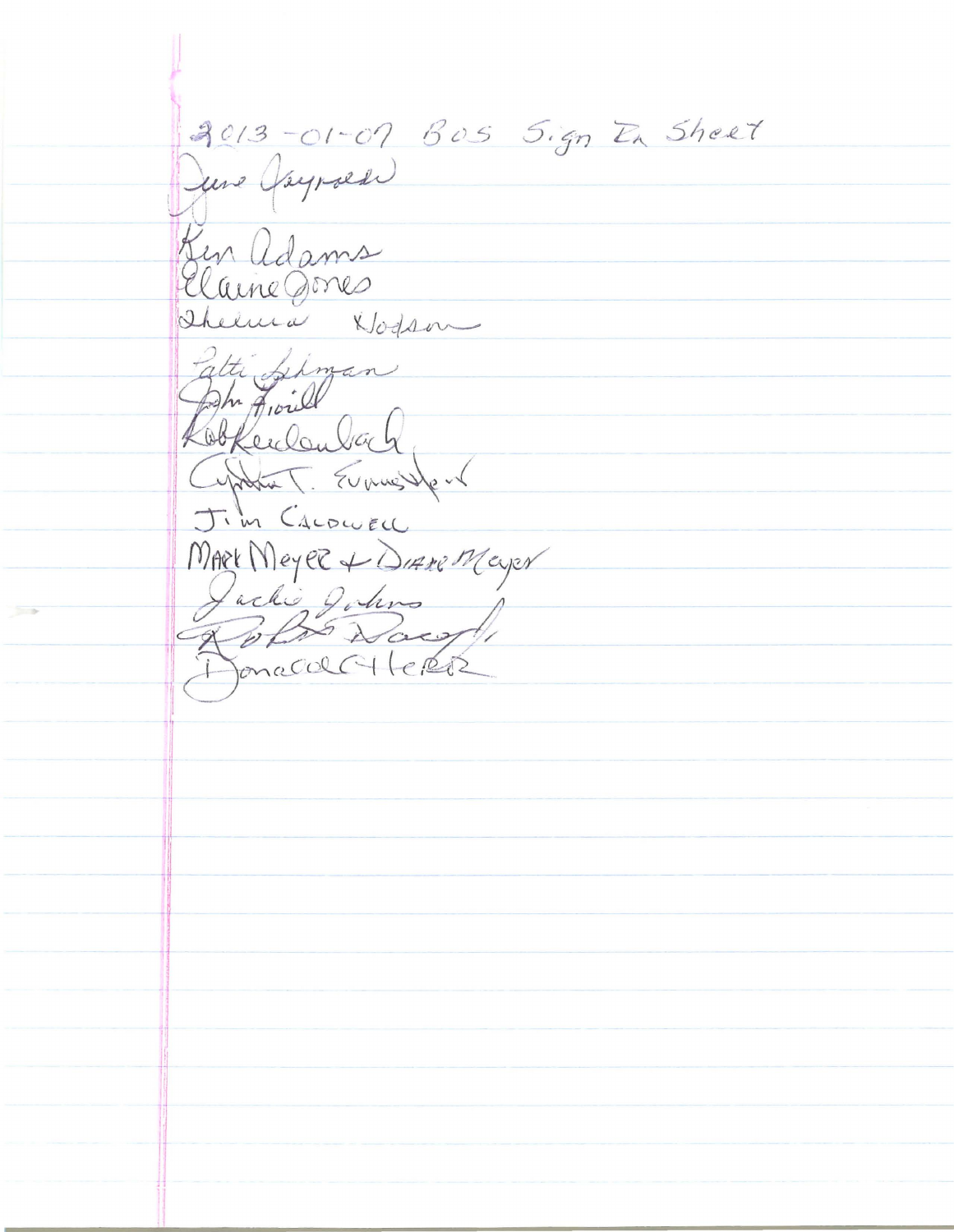2013-01-07 BOS Sign In Sheet

June Jaynes

Ken Adams

Elaine Jones

Sheena Hodson

Patti Lehman

John Fiorill

Rob Kerdenbach

Cynthia T. Evans-Hem

Jim Caldwell

Mark Meyer + Diane Meyer

Jackie Johns

Robert Dacey

Donald C Herr